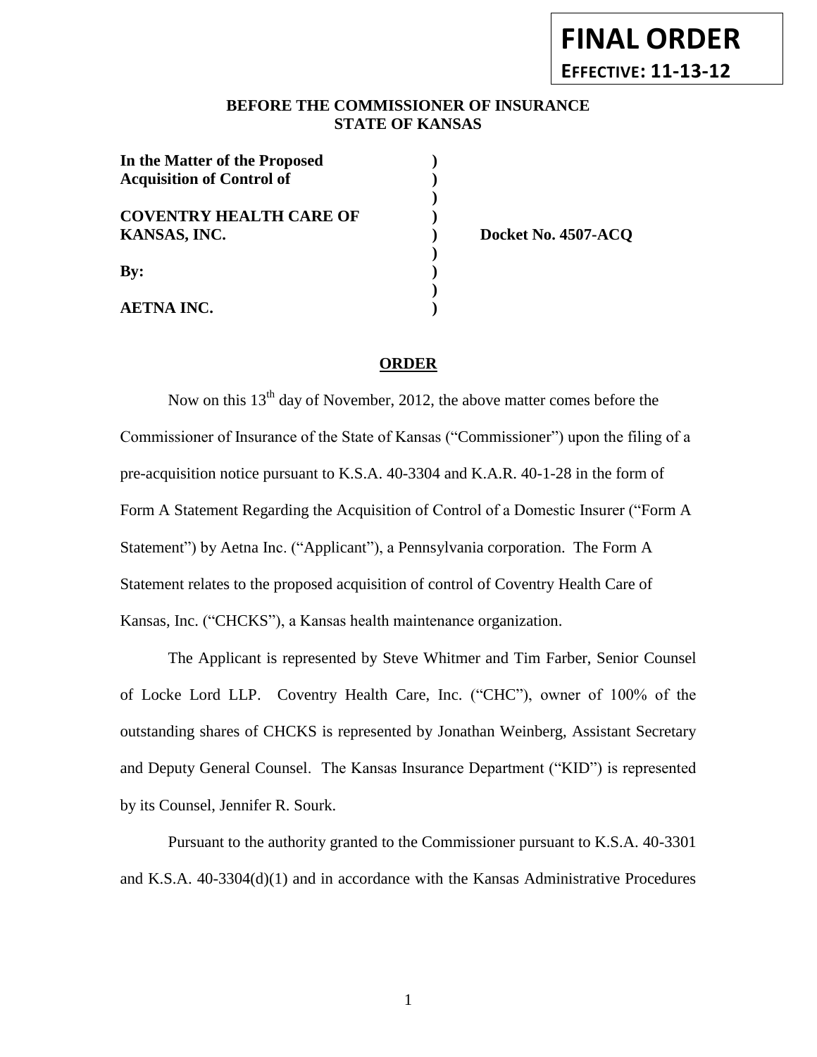**FINAL ORDER**

**EFFECTIVE: 11-13-12**

**BEFORE THE COMMISSIONER OF INSURANCE**
**STATE OF KANSAS**

| | | |
|---|---|---|
| **In the Matter of the Proposed Acquisition of Control of** | **)** | |
| **COVENTRY HEALTH CARE OF KANSAS, INC.** | **)** | **Docket No. 4507-ACQ** |
| **By:** | **)** | |
| **AETNA INC.** | **)** | |

**ORDER**

Now on this 13th day of November, 2012, the above matter comes before the Commissioner of Insurance of the State of Kansas ("Commissioner") upon the filing of a pre-acquisition notice pursuant to K.S.A. 40-3304 and K.A.R. 40-1-28 in the form of Form A Statement Regarding the Acquisition of Control of a Domestic Insurer ("Form A Statement") by Aetna Inc. ("Applicant"), a Pennsylvania corporation. The Form A Statement relates to the proposed acquisition of control of Coventry Health Care of Kansas, Inc. ("CHCKS"), a Kansas health maintenance organization.

The Applicant is represented by Steve Whitmer and Tim Farber, Senior Counsel of Locke Lord LLP. Coventry Health Care, Inc. ("CHC"), owner of 100% of the outstanding shares of CHCKS is represented by Jonathan Weinberg, Assistant Secretary and Deputy General Counsel. The Kansas Insurance Department ("KID") is represented by its Counsel, Jennifer R. Sourk.

Pursuant to the authority granted to the Commissioner pursuant to K.S.A. 40-3301 and K.S.A. 40-3304(d)(1) and in accordance with the Kansas Administrative Procedures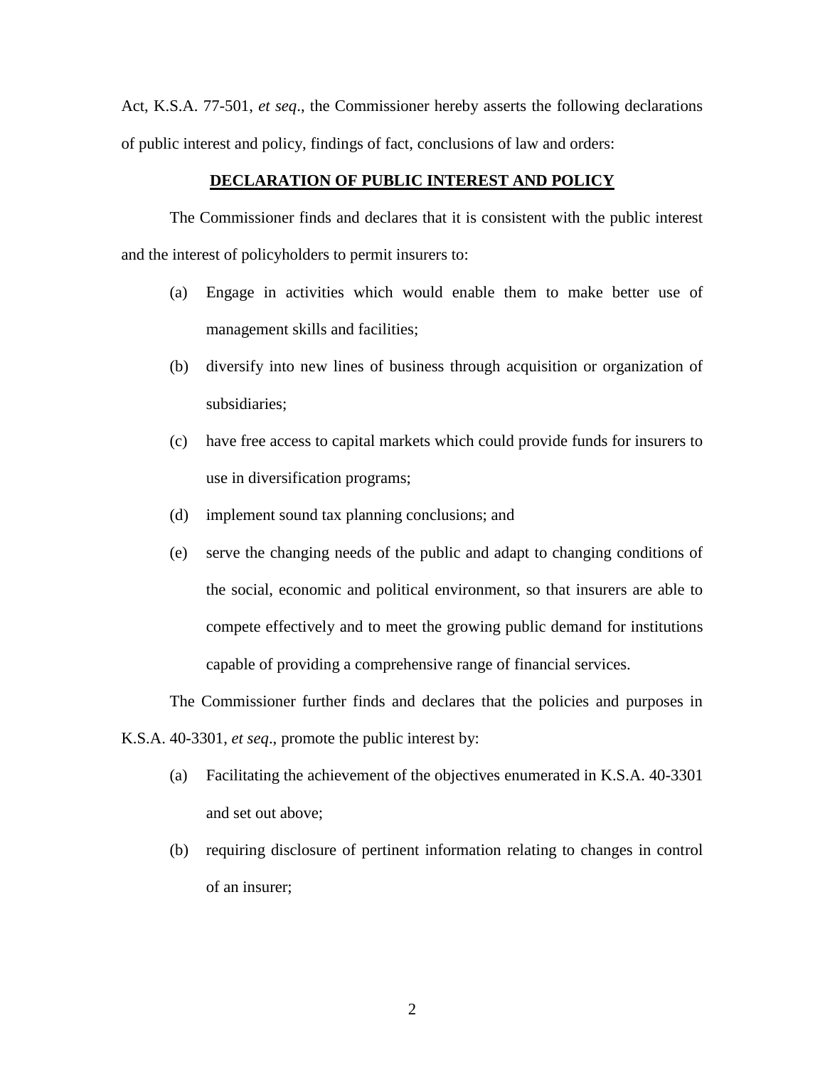Act, K.S.A. 77-501, *et seq*., the Commissioner hereby asserts the following declarations of public interest and policy, findings of fact, conclusions of law and orders:

**DECLARATION OF PUBLIC INTEREST AND POLICY**

The Commissioner finds and declares that it is consistent with the public interest and the interest of policyholders to permit insurers to:

(a) Engage in activities which would enable them to make better use of management skills and facilities;

(b) diversify into new lines of business through acquisition or organization of subsidiaries;

(c) have free access to capital markets which could provide funds for insurers to use in diversification programs;

(d) implement sound tax planning conclusions; and

(e) serve the changing needs of the public and adapt to changing conditions of the social, economic and political environment, so that insurers are able to compete effectively and to meet the growing public demand for institutions capable of providing a comprehensive range of financial services.

The Commissioner further finds and declares that the policies and purposes in K.S.A. 40-3301, *et seq*., promote the public interest by:

(a) Facilitating the achievement of the objectives enumerated in K.S.A. 40-3301 and set out above;

(b) requiring disclosure of pertinent information relating to changes in control of an insurer;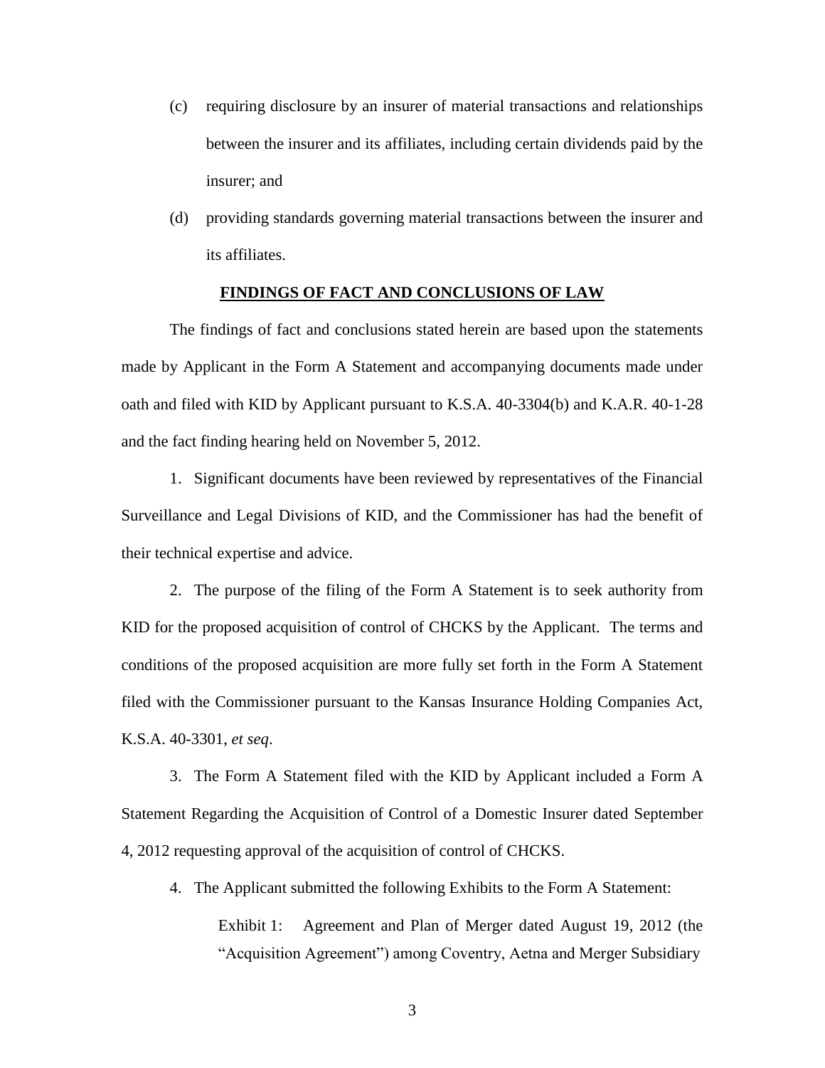(c) requiring disclosure by an insurer of material transactions and relationships between the insurer and its affiliates, including certain dividends paid by the insurer; and

(d) providing standards governing material transactions between the insurer and its affiliates.

**FINDINGS OF FACT AND CONCLUSIONS OF LAW**

The findings of fact and conclusions stated herein are based upon the statements made by Applicant in the Form A Statement and accompanying documents made under oath and filed with KID by Applicant pursuant to K.S.A. 40-3304(b) and K.A.R. 40-1-28 and the fact finding hearing held on November 5, 2012.

1. Significant documents have been reviewed by representatives of the Financial Surveillance and Legal Divisions of KID, and the Commissioner has had the benefit of their technical expertise and advice.

2. The purpose of the filing of the Form A Statement is to seek authority from KID for the proposed acquisition of control of CHCKS by the Applicant. The terms and conditions of the proposed acquisition are more fully set forth in the Form A Statement filed with the Commissioner pursuant to the Kansas Insurance Holding Companies Act, K.S.A. 40-3301, *et seq*.

3. The Form A Statement filed with the KID by Applicant included a Form A Statement Regarding the Acquisition of Control of a Domestic Insurer dated September 4, 2012 requesting approval of the acquisition of control of CHCKS.

4. The Applicant submitted the following Exhibits to the Form A Statement:

Exhibit 1: Agreement and Plan of Merger dated August 19, 2012 (the "Acquisition Agreement") among Coventry, Aetna and Merger Subsidiary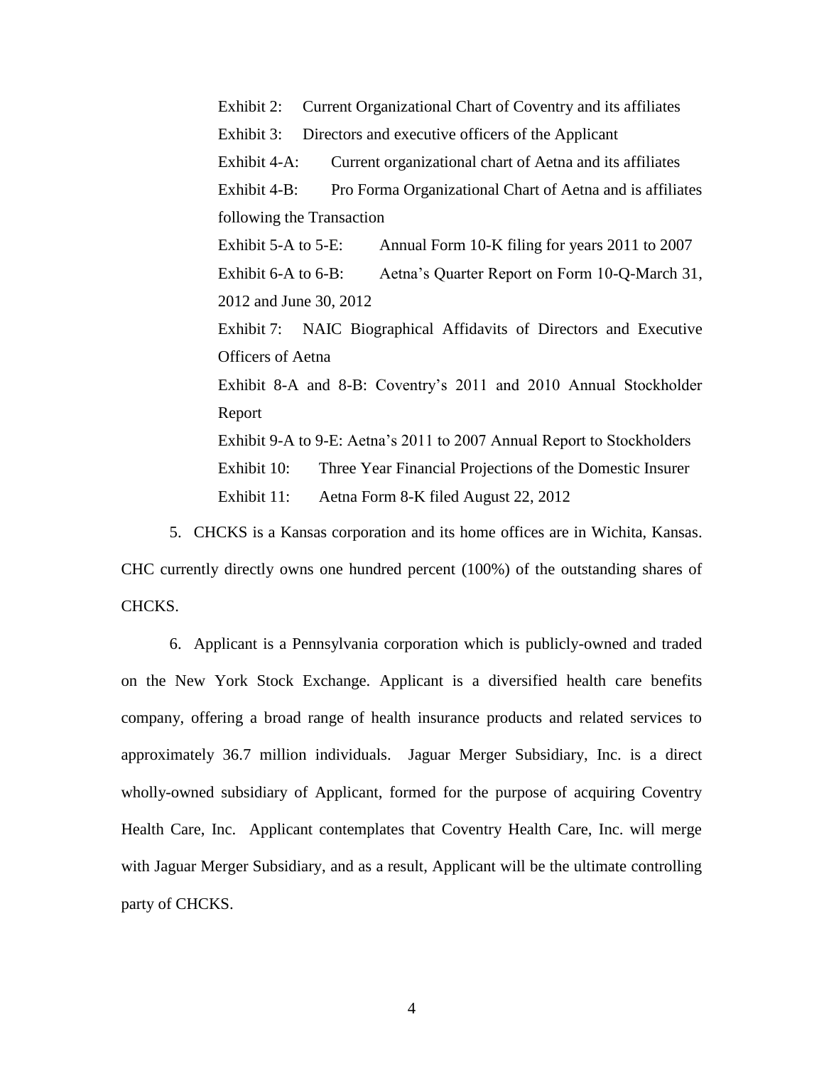Exhibit 2: Current Organizational Chart of Coventry and its affiliates

Exhibit 3: Directors and executive officers of the Applicant

Exhibit 4-A: Current organizational chart of Aetna and its affiliates

Exhibit 4-B: Pro Forma Organizational Chart of Aetna and is affiliates following the Transaction

Exhibit 5-A to 5-E: Annual Form 10-K filing for years 2011 to 2007

Exhibit 6-A to 6-B: Aetna's Quarter Report on Form 10-Q-March 31, 2012 and June 30, 2012

Exhibit 7: NAIC Biographical Affidavits of Directors and Executive Officers of Aetna

Exhibit 8-A and 8-B: Coventry's 2011 and 2010 Annual Stockholder Report

Exhibit 9-A to 9-E: Aetna's 2011 to 2007 Annual Report to Stockholders

Exhibit 10: Three Year Financial Projections of the Domestic Insurer

Exhibit 11: Aetna Form 8-K filed August 22, 2012

5. CHCKS is a Kansas corporation and its home offices are in Wichita, Kansas. CHC currently directly owns one hundred percent (100%) of the outstanding shares of CHCKS.

6. Applicant is a Pennsylvania corporation which is publicly-owned and traded on the New York Stock Exchange. Applicant is a diversified health care benefits company, offering a broad range of health insurance products and related services to approximately 36.7 million individuals. Jaguar Merger Subsidiary, Inc. is a direct wholly-owned subsidiary of Applicant, formed for the purpose of acquiring Coventry Health Care, Inc. Applicant contemplates that Coventry Health Care, Inc. will merge with Jaguar Merger Subsidiary, and as a result, Applicant will be the ultimate controlling party of CHCKS.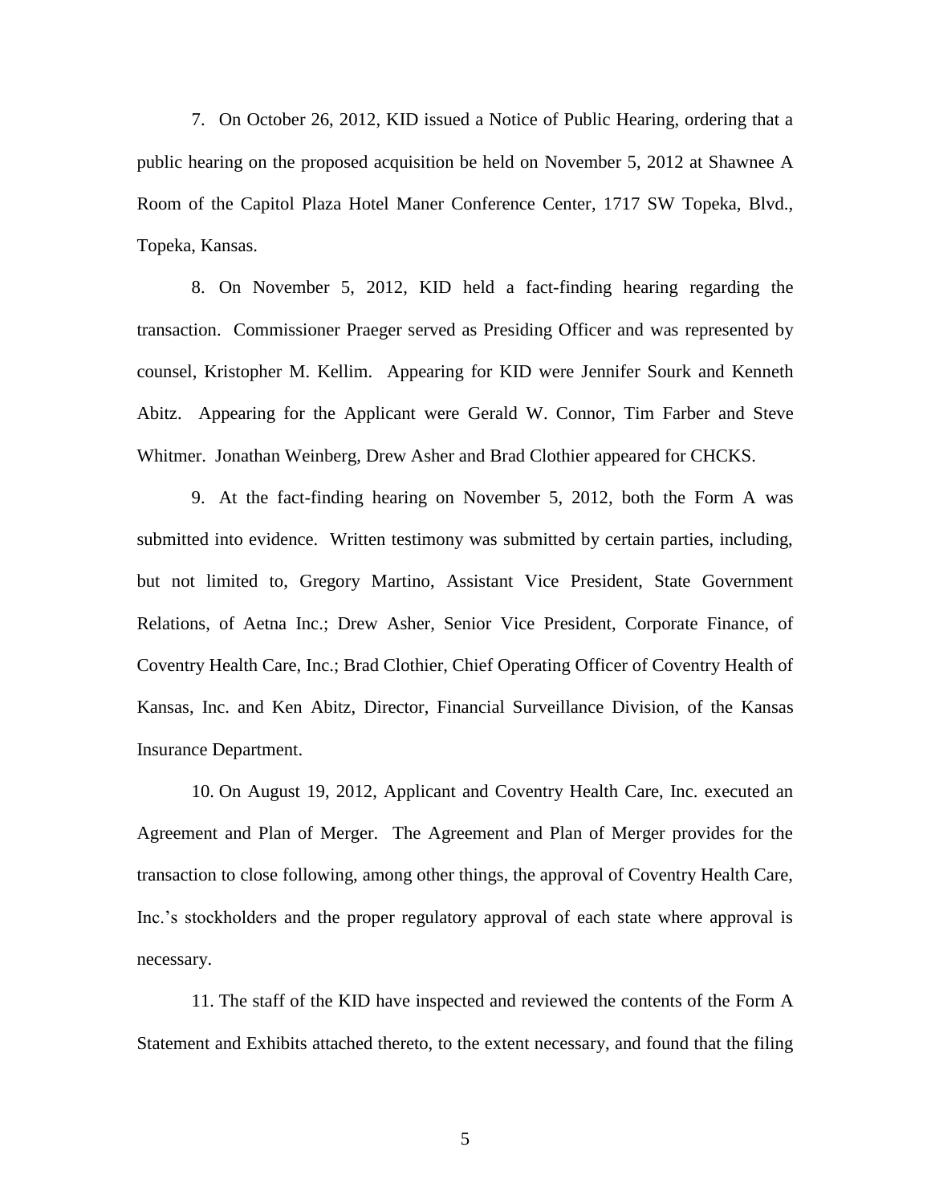7. On October 26, 2012, KID issued a Notice of Public Hearing, ordering that a public hearing on the proposed acquisition be held on November 5, 2012 at Shawnee A Room of the Capitol Plaza Hotel Maner Conference Center, 1717 SW Topeka, Blvd., Topeka, Kansas.

8. On November 5, 2012, KID held a fact-finding hearing regarding the transaction. Commissioner Praeger served as Presiding Officer and was represented by counsel, Kristopher M. Kellim. Appearing for KID were Jennifer Sourk and Kenneth Abitz. Appearing for the Applicant were Gerald W. Connor, Tim Farber and Steve Whitmer. Jonathan Weinberg, Drew Asher and Brad Clothier appeared for CHCKS.

9. At the fact-finding hearing on November 5, 2012, both the Form A was submitted into evidence. Written testimony was submitted by certain parties, including, but not limited to, Gregory Martino, Assistant Vice President, State Government Relations, of Aetna Inc.; Drew Asher, Senior Vice President, Corporate Finance, of Coventry Health Care, Inc.; Brad Clothier, Chief Operating Officer of Coventry Health of Kansas, Inc. and Ken Abitz, Director, Financial Surveillance Division, of the Kansas Insurance Department.

10. On August 19, 2012, Applicant and Coventry Health Care, Inc. executed an Agreement and Plan of Merger. The Agreement and Plan of Merger provides for the transaction to close following, among other things, the approval of Coventry Health Care, Inc.'s stockholders and the proper regulatory approval of each state where approval is necessary.

11. The staff of the KID have inspected and reviewed the contents of the Form A Statement and Exhibits attached thereto, to the extent necessary, and found that the filing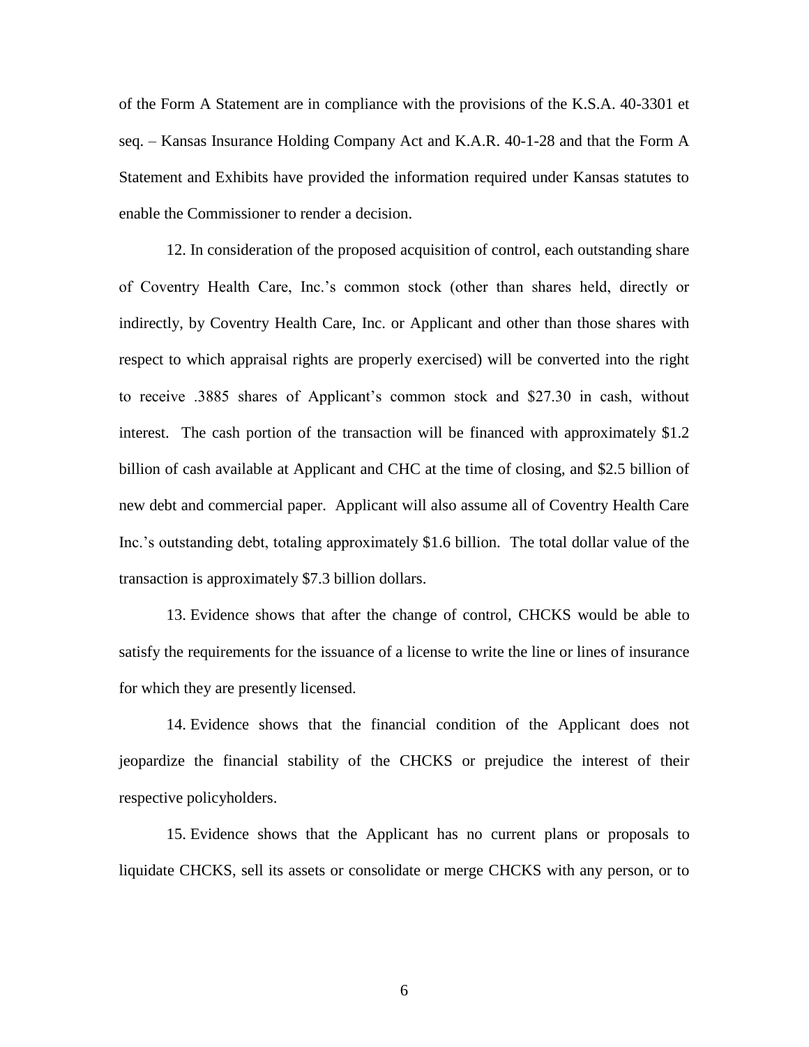of the Form A Statement are in compliance with the provisions of the K.S.A. 40-3301 et seq. – Kansas Insurance Holding Company Act and K.A.R. 40-1-28 and that the Form A Statement and Exhibits have provided the information required under Kansas statutes to enable the Commissioner to render a decision.

12. In consideration of the proposed acquisition of control, each outstanding share of Coventry Health Care, Inc.'s common stock (other than shares held, directly or indirectly, by Coventry Health Care, Inc. or Applicant and other than those shares with respect to which appraisal rights are properly exercised) will be converted into the right to receive .3885 shares of Applicant's common stock and $27.30 in cash, without interest. The cash portion of the transaction will be financed with approximately $1.2 billion of cash available at Applicant and CHC at the time of closing, and $2.5 billion of new debt and commercial paper. Applicant will also assume all of Coventry Health Care Inc.'s outstanding debt, totaling approximately $1.6 billion. The total dollar value of the transaction is approximately $7.3 billion dollars.

13. Evidence shows that after the change of control, CHCKS would be able to satisfy the requirements for the issuance of a license to write the line or lines of insurance for which they are presently licensed.

14. Evidence shows that the financial condition of the Applicant does not jeopardize the financial stability of the CHCKS or prejudice the interest of their respective policyholders.

15. Evidence shows that the Applicant has no current plans or proposals to liquidate CHCKS, sell its assets or consolidate or merge CHCKS with any person, or to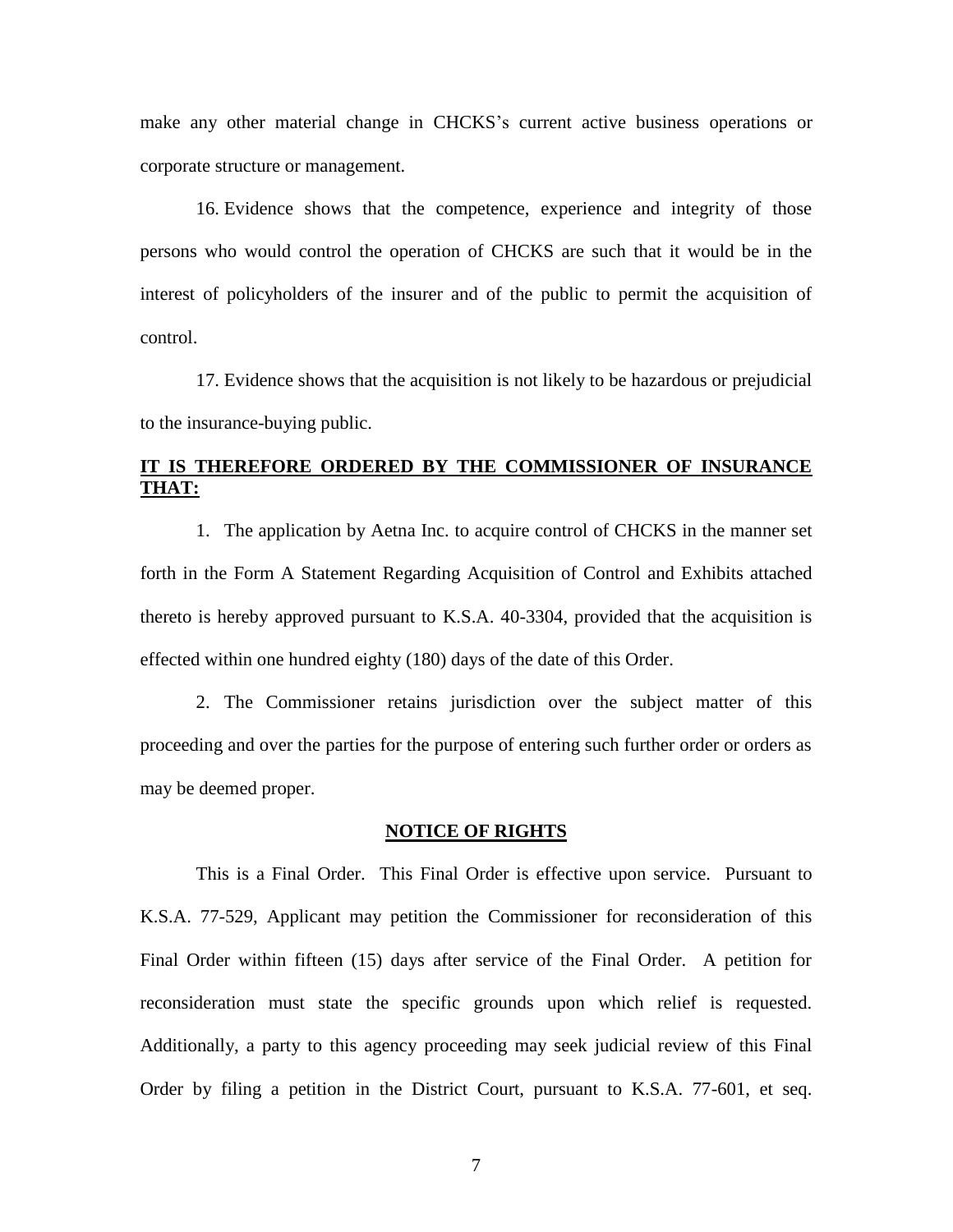make any other material change in CHCKS's current active business operations or corporate structure or management.

16. Evidence shows that the competence, experience and integrity of those persons who would control the operation of CHCKS are such that it would be in the interest of policyholders of the insurer and of the public to permit the acquisition of control.

17. Evidence shows that the acquisition is not likely to be hazardous or prejudicial to the insurance-buying public.

**IT IS THEREFORE ORDERED BY THE COMMISSIONER OF INSURANCE THAT:**

1. The application by Aetna Inc. to acquire control of CHCKS in the manner set forth in the Form A Statement Regarding Acquisition of Control and Exhibits attached thereto is hereby approved pursuant to K.S.A. 40-3304, provided that the acquisition is effected within one hundred eighty (180) days of the date of this Order.

2. The Commissioner retains jurisdiction over the subject matter of this proceeding and over the parties for the purpose of entering such further order or orders as may be deemed proper.

**NOTICE OF RIGHTS**

This is a Final Order. This Final Order is effective upon service. Pursuant to K.S.A. 77-529, Applicant may petition the Commissioner for reconsideration of this Final Order within fifteen (15) days after service of the Final Order. A petition for reconsideration must state the specific grounds upon which relief is requested. Additionally, a party to this agency proceeding may seek judicial review of this Final Order by filing a petition in the District Court, pursuant to K.S.A. 77-601, et seq.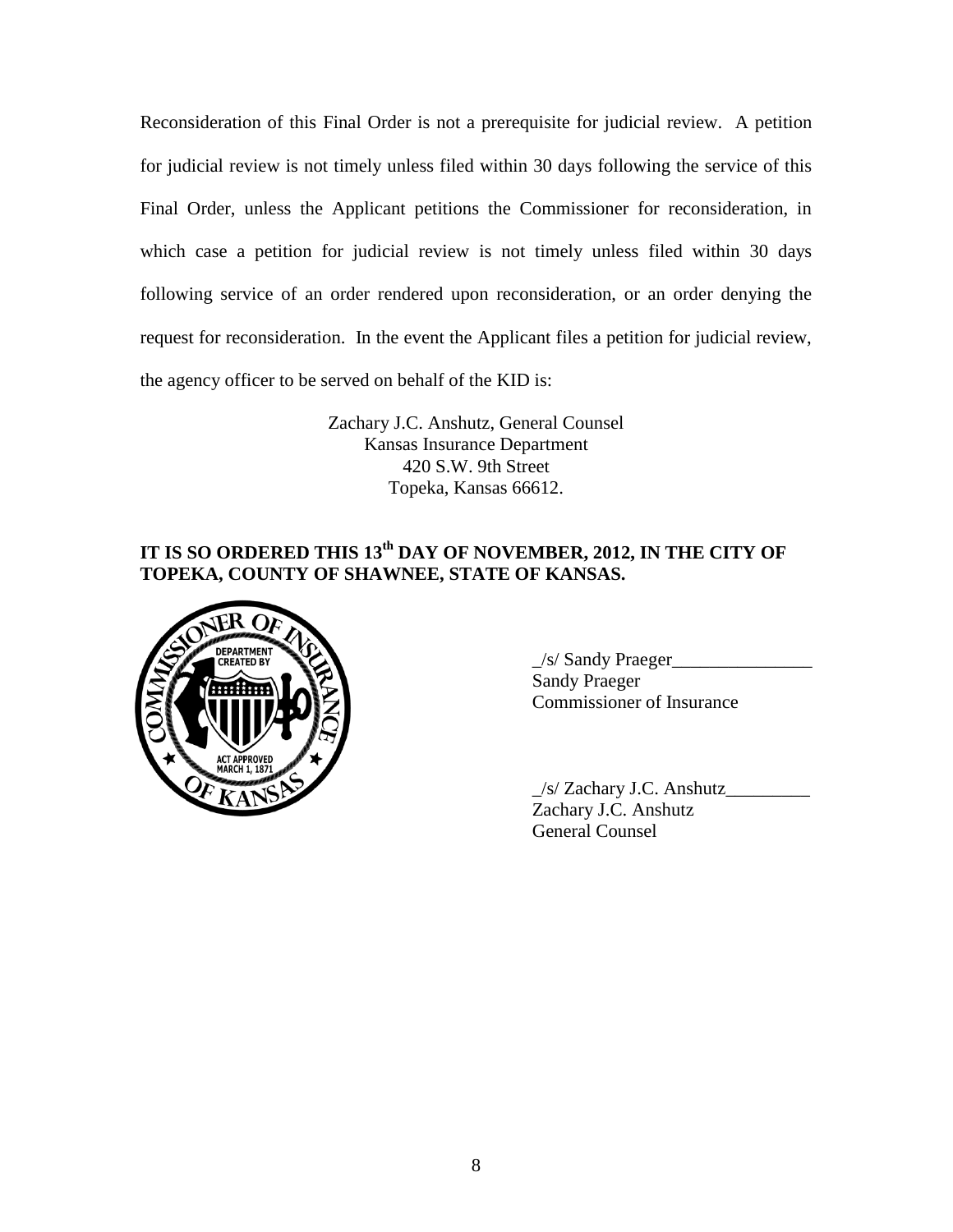Reconsideration of this Final Order is not a prerequisite for judicial review. A petition for judicial review is not timely unless filed within 30 days following the service of this Final Order, unless the Applicant petitions the Commissioner for reconsideration, in which case a petition for judicial review is not timely unless filed within 30 days following service of an order rendered upon reconsideration, or an order denying the request for reconsideration. In the event the Applicant files a petition for judicial review, the agency officer to be served on behalf of the KID is:

Zachary J.C. Anshutz, General Counsel
Kansas Insurance Department
420 S.W. 9th Street
Topeka, Kansas 66612.

**IT IS SO ORDERED THIS 13th DAY OF NOVEMBER, 2012, IN THE CITY OF TOPEKA, COUNTY OF SHAWNEE, STATE OF KANSAS.**

_/s/ Sandy Praeger_______________
Sandy Praeger
Commissioner of Insurance

_/s/ Zachary J.C. Anshutz_________
Zachary J.C. Anshutz
General Counsel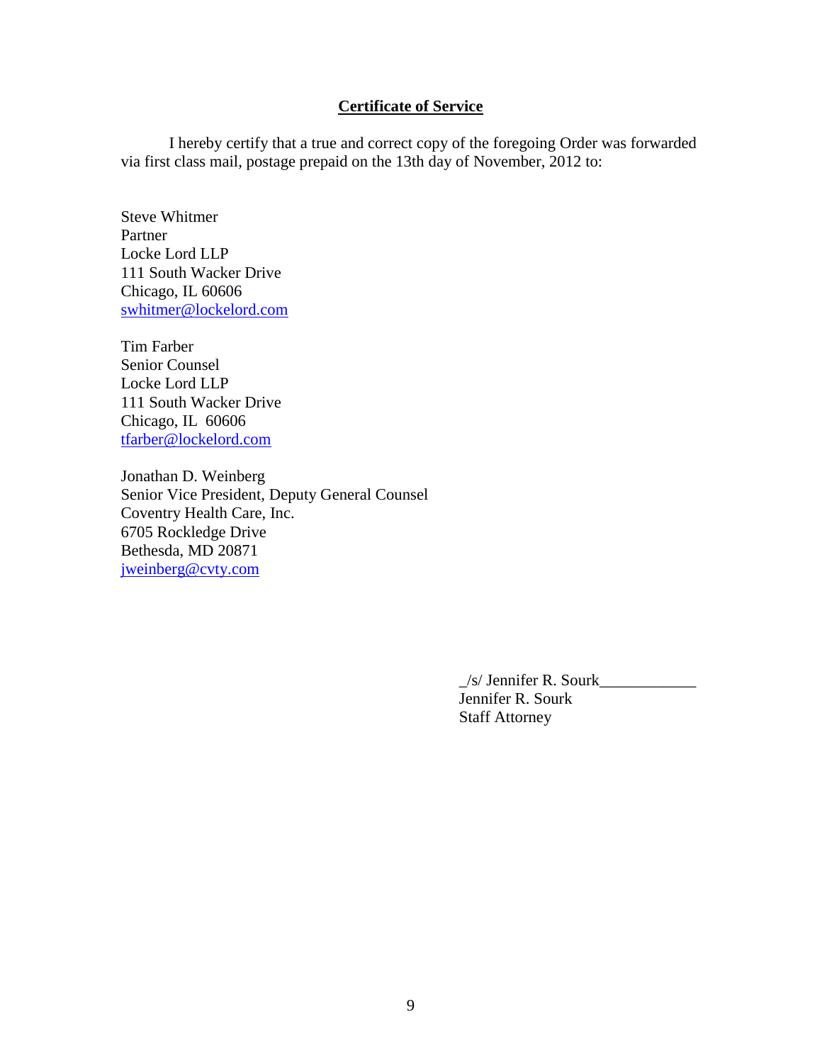**Certificate of Service**

I hereby certify that a true and correct copy of the foregoing Order was forwarded via first class mail, postage prepaid on the 13th day of November, 2012 to:

Steve Whitmer  
Partner  
Locke Lord LLP  
111 South Wacker Drive  
Chicago, IL 60606  
swhitmer@lockelord.com

Tim Farber  
Senior Counsel  
Locke Lord LLP  
111 South Wacker Drive  
Chicago, IL 60606  
tfarber@lockelord.com

Jonathan D. Weinberg  
Senior Vice President, Deputy General Counsel  
Coventry Health Care, Inc.  
6705 Rockledge Drive  
Bethesda, MD 20871  
jweinberg@cvty.com

_/s/ Jennifer R. Sourk____________  
Jennifer R. Sourk  
Staff Attorney